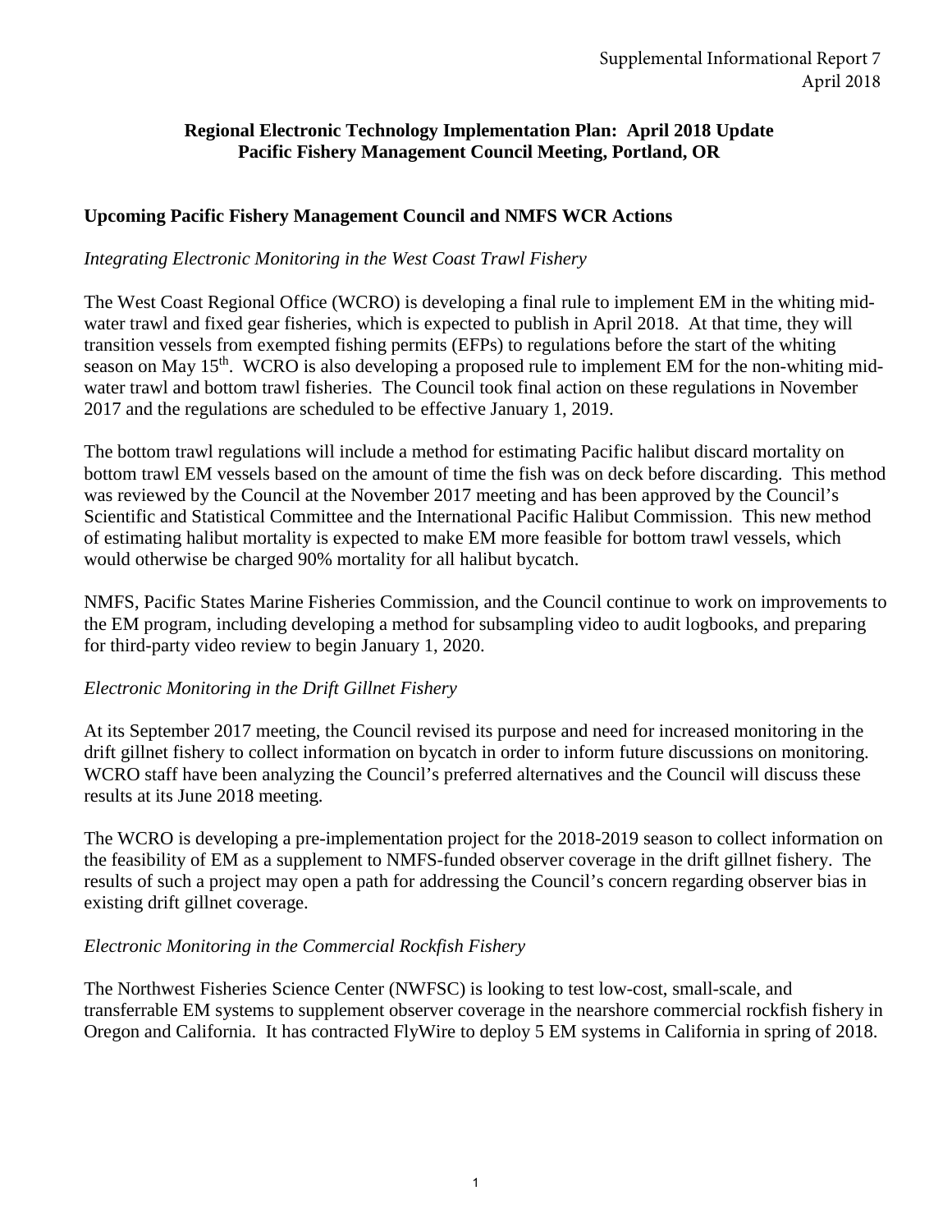Supplemental Informational Report 7
April 2018

**Regional Electronic Technology Implementation Plan: April 2018 Update**
**Pacific Fishery Management Council Meeting, Portland, OR**

## Upcoming Pacific Fishery Management Council and NMFS WCR Actions

### *Integrating Electronic Monitoring in the West Coast Trawl Fishery*

The West Coast Regional Office (WCRO) is developing a final rule to implement EM in the whiting mid-water trawl and fixed gear fisheries, which is expected to publish in April 2018. At that time, they will transition vessels from exempted fishing permits (EFPs) to regulations before the start of the whiting season on May 15th. WCRO is also developing a proposed rule to implement EM for the non-whiting mid-water trawl and bottom trawl fisheries. The Council took final action on these regulations in November 2017 and the regulations are scheduled to be effective January 1, 2019.

The bottom trawl regulations will include a method for estimating Pacific halibut discard mortality on bottom trawl EM vessels based on the amount of time the fish was on deck before discarding. This method was reviewed by the Council at the November 2017 meeting and has been approved by the Council's Scientific and Statistical Committee and the International Pacific Halibut Commission. This new method of estimating halibut mortality is expected to make EM more feasible for bottom trawl vessels, which would otherwise be charged 90% mortality for all halibut bycatch.

NMFS, Pacific States Marine Fisheries Commission, and the Council continue to work on improvements to the EM program, including developing a method for subsampling video to audit logbooks, and preparing for third-party video review to begin January 1, 2020.

### *Electronic Monitoring in the Drift Gillnet Fishery*

At its September 2017 meeting, the Council revised its purpose and need for increased monitoring in the drift gillnet fishery to collect information on bycatch in order to inform future discussions on monitoring. WCRO staff have been analyzing the Council's preferred alternatives and the Council will discuss these results at its June 2018 meeting.

The WCRO is developing a pre-implementation project for the 2018-2019 season to collect information on the feasibility of EM as a supplement to NMFS-funded observer coverage in the drift gillnet fishery. The results of such a project may open a path for addressing the Council's concern regarding observer bias in existing drift gillnet coverage.

### *Electronic Monitoring in the Commercial Rockfish Fishery*

The Northwest Fisheries Science Center (NWFSC) is looking to test low-cost, small-scale, and transferrable EM systems to supplement observer coverage in the nearshore commercial rockfish fishery in Oregon and California. It has contracted FlyWire to deploy 5 EM systems in California in spring of 2018.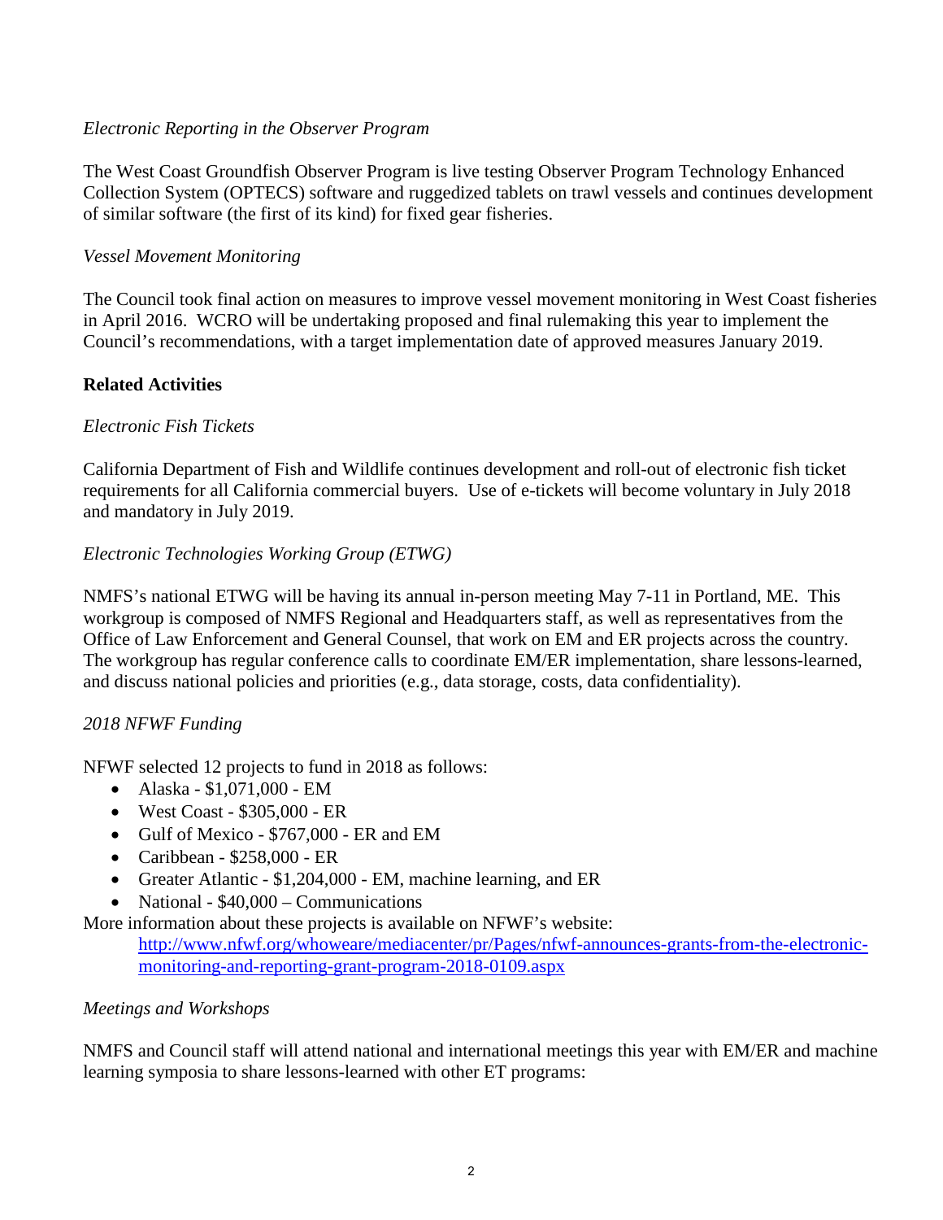*Electronic Reporting in the Observer Program*

The West Coast Groundfish Observer Program is live testing Observer Program Technology Enhanced Collection System (OPTECS) software and ruggedized tablets on trawl vessels and continues development of similar software (the first of its kind) for fixed gear fisheries.

*Vessel Movement Monitoring*

The Council took final action on measures to improve vessel movement monitoring in West Coast fisheries in April 2016. WCRO will be undertaking proposed and final rulemaking this year to implement the Council's recommendations, with a target implementation date of approved measures January 2019.

**Related Activities**

*Electronic Fish Tickets*

California Department of Fish and Wildlife continues development and roll-out of electronic fish ticket requirements for all California commercial buyers. Use of e-tickets will become voluntary in July 2018 and mandatory in July 2019.

*Electronic Technologies Working Group (ETWG)*

NMFS's national ETWG will be having its annual in-person meeting May 7-11 in Portland, ME. This workgroup is composed of NMFS Regional and Headquarters staff, as well as representatives from the Office of Law Enforcement and General Counsel, that work on EM and ER projects across the country. The workgroup has regular conference calls to coordinate EM/ER implementation, share lessons-learned, and discuss national policies and priorities (e.g., data storage, costs, data confidentiality).

*2018 NFWF Funding*

NFWF selected 12 projects to fund in 2018 as follows:

- Alaska - $1,071,000 - EM
- West Coast - $305,000 - ER
- Gulf of Mexico - $767,000 - ER and EM
- Caribbean - $258,000 - ER
- Greater Atlantic - $1,204,000 - EM, machine learning, and ER
- National - $40,000 – Communications

More information about these projects is available on NFWF's website:
http://www.nfwf.org/whoweare/mediacenter/pr/Pages/nfwf-announces-grants-from-the-electronic-monitoring-and-reporting-grant-program-2018-0109.aspx

*Meetings and Workshops*

NMFS and Council staff will attend national and international meetings this year with EM/ER and machine learning symposia to share lessons-learned with other ET programs: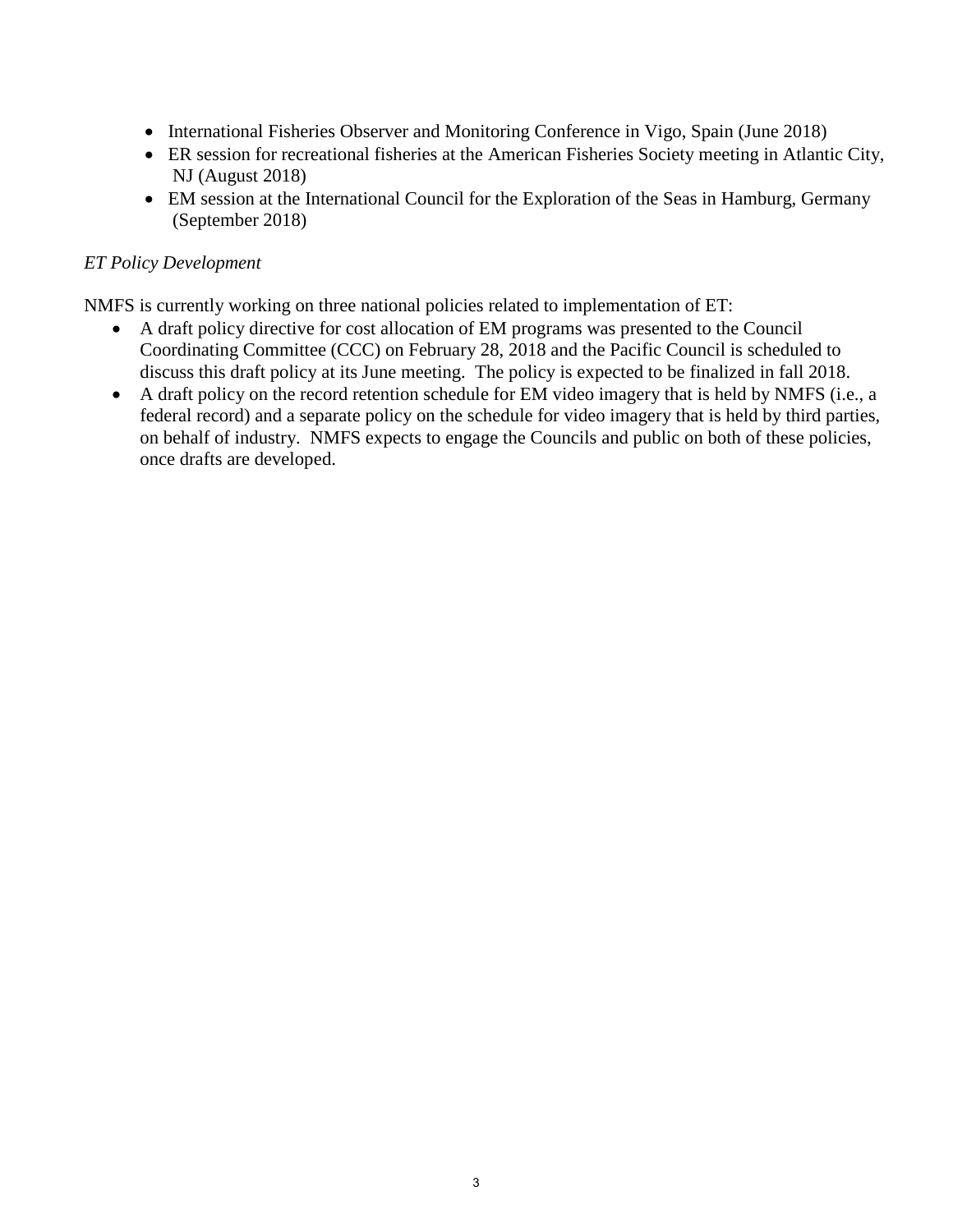- International Fisheries Observer and Monitoring Conference in Vigo, Spain (June 2018)
- ER session for recreational fisheries at the American Fisheries Society meeting in Atlantic City, NJ (August 2018)
- EM session at the International Council for the Exploration of the Seas in Hamburg, Germany (September 2018)

*ET Policy Development*

NMFS is currently working on three national policies related to implementation of ET:

- A draft policy directive for cost allocation of EM programs was presented to the Council Coordinating Committee (CCC) on February 28, 2018 and the Pacific Council is scheduled to discuss this draft policy at its June meeting. The policy is expected to be finalized in fall 2018.
- A draft policy on the record retention schedule for EM video imagery that is held by NMFS (i.e., a federal record) and a separate policy on the schedule for video imagery that is held by third parties, on behalf of industry. NMFS expects to engage the Councils and public on both of these policies, once drafts are developed.